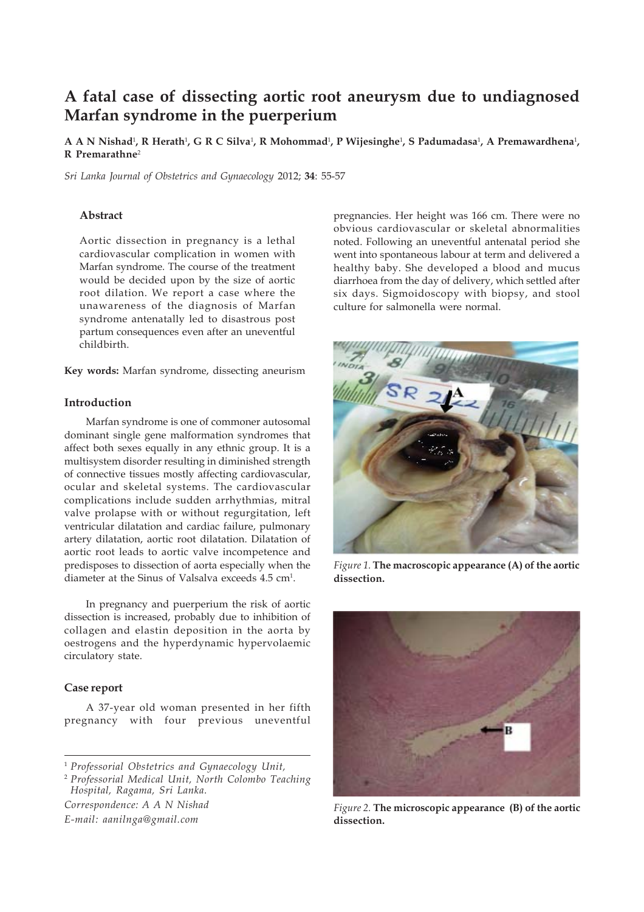# A fatal case of dissecting aortic root aneurysm due to undiagnosed Marfan syndrome in the puerperium

**A A N Nishad[1], R Herath[1], G R C Silva[1], R Mohommad[1], P Wijesinghe[1], S Padumadasa[1], A Premawardhena[1], R Premarathne[2]**

*Sri Lanka Journal of Obstetrics and Gynaecology* 2012; **34**: 55-57

### Abstract

Aortic dissection in pregnancy is a lethal cardiovascular complication in women with Marfan syndrome. The course of the treatment would be decided upon by the size of aortic root dilation. We report a case where the unawareness of the diagnosis of Marfan syndrome antenatally led to disastrous post partum consequences even after an uneventful childbirth.

**Key words:** Marfan syndrome, dissecting aneurism

### Introduction

Marfan syndrome is one of commoner autosomal dominant single gene malformation syndromes that affect both sexes equally in any ethnic group. It is a multisystem disorder resulting in diminished strength of connective tissues mostly affecting cardiovascular, ocular and skeletal systems. The cardiovascular complications include sudden arrhythmias, mitral valve prolapse with or without regurgitation, left ventricular dilatation and cardiac failure, pulmonary artery dilatation, aortic root dilatation. Dilatation of aortic root leads to aortic valve incompetence and predisposes to dissection of aorta especially when the diameter at the Sinus of Valsalva exceeds 4.5 cm[1].

In pregnancy and puerperium the risk of aortic dissection is increased, probably due to inhibition of collagen and elastin deposition in the aorta by oestrogens and the hyperdynamic hypervolaemic circulatory state.

### Case report

A 37-year old woman presented in her fifth pregnancy with four previous uneventful pregnancies. Her height was 166 cm. There were no obvious cardiovascular or skeletal abnormalities noted. Following an uneventful antenatal period she went into spontaneous labour at term and delivered a healthy baby. She developed a blood and mucus diarrhoea from the day of delivery, which settled after six days. Sigmoidoscopy with biopsy, and stool culture for salmonella were normal.

*Figure 1.* **The macroscopic appearance (A) of the aortic dissection.**

*Figure 2.* **The microscopic appearance (B) of the aortic dissection.**

---

[1] *Professorial Obstetrics and Gynaecology Unit,*

[2] *Professorial Medical Unit, North Colombo Teaching Hospital, Ragama, Sri Lanka.*

*Correspondence: A A N Nishad*

*E-mail: aanilnga@gmail.com*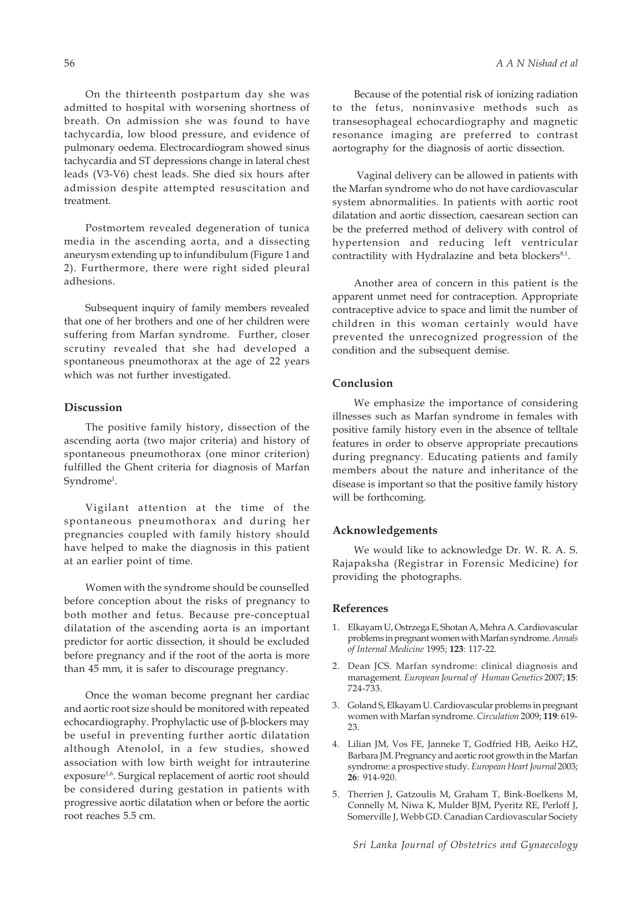On the thirteenth postpartum day she was admitted to hospital with worsening shortness of breath. On admission she was found to have tachycardia, low blood pressure, and evidence of pulmonary oedema. Electrocardiogram showed sinus tachycardia and ST depressions change in lateral chest leads (V3-V6) chest leads. She died six hours after admission despite attempted resuscitation and treatment.

Postmortem revealed degeneration of tunica media in the ascending aorta, and a dissecting aneurysm extending up to infundibulum (Figure 1 and 2). Furthermore, there were right sided pleural adhesions.

Subsequent inquiry of family members revealed that one of her brothers and one of her children were suffering from Marfan syndrome. Further, closer scrutiny revealed that she had developed a spontaneous pneumothorax at the age of 22 years which was not further investigated.

## Discussion

The positive family history, dissection of the ascending aorta (two major criteria) and history of spontaneous pneumothorax (one minor criterion) fulfilled the Ghent criteria for diagnosis of Marfan Syndrome[1].

Vigilant attention at the time of the spontaneous pneumothorax and during her pregnancies coupled with family history should have helped to make the diagnosis in this patient at an earlier point of time.

Women with the syndrome should be counselled before conception about the risks of pregnancy to both mother and fetus. Because pre-conceptual dilatation of the ascending aorta is an important predictor for aortic dissection, it should be excluded before pregnancy and if the root of the aorta is more than 45 mm, it is safer to discourage pregnancy.

Once the woman become pregnant her cardiac and aortic root size should be monitored with repeated echocardiography. Prophylactic use of β-blockers may be useful in preventing further aortic dilatation although Atenolol, in a few studies, showed association with low birth weight for intrauterine exposure[1,6]. Surgical replacement of aortic root should be considered during gestation in patients with progressive aortic dilatation when or before the aortic root reaches 5.5 cm.

Because of the potential risk of ionizing radiation to the fetus, noninvasive methods such as transesophageal echocardiography and magnetic resonance imaging are preferred to contrast aortography for the diagnosis of aortic dissection.

Vaginal delivery can be allowed in patients with the Marfan syndrome who do not have cardiovascular system abnormalities. In patients with aortic root dilatation and aortic dissection, caesarean section can be the preferred method of delivery with control of hypertension and reducing left ventricular contractility with Hydralazine and beta blockers[8,1].

Another area of concern in this patient is the apparent unmet need for contraception. Appropriate contraceptive advice to space and limit the number of children in this woman certainly would have prevented the unrecognized progression of the condition and the subsequent demise.

## Conclusion

We emphasize the importance of considering illnesses such as Marfan syndrome in females with positive family history even in the absence of telltale features in order to observe appropriate precautions during pregnancy. Educating patients and family members about the nature and inheritance of the disease is important so that the positive family history will be forthcoming.

## Acknowledgements

We would like to acknowledge Dr. W. R. A. S. Rajapaksha (Registrar in Forensic Medicine) for providing the photographs.

## References

1. Elkayam U, Ostrzega E, Shotan A, Mehra A. Cardiovascular problems in pregnant women with Marfan syndrome. *Annals of Internal Medicine* 1995; **123**: 117-22.
2. Dean JCS. Marfan syndrome: clinical diagnosis and management. *European Journal of Human Genetics* 2007; **15**: 724-733.
3. Goland S, Elkayam U. Cardiovascular problems in pregnant women with Marfan syndrome. *Circulation* 2009; **119**: 619-23.
4. Lilian JM, Vos FE, Janneke T, Godfried HB, Aeiko HZ, Barbara JM. Pregnancy and aortic root growth in the Marfan syndrome: a prospective study. *European Heart Journal* 2003; **26**: 914-920.
5. Therrien J, Gatzoulis M, Graham T, Bink-Boelkens M, Connelly M, Niwa K, Mulder BJM, Pyeritz RE, Perloff J, Somerville J, Webb GD. Canadian Cardiovascular Society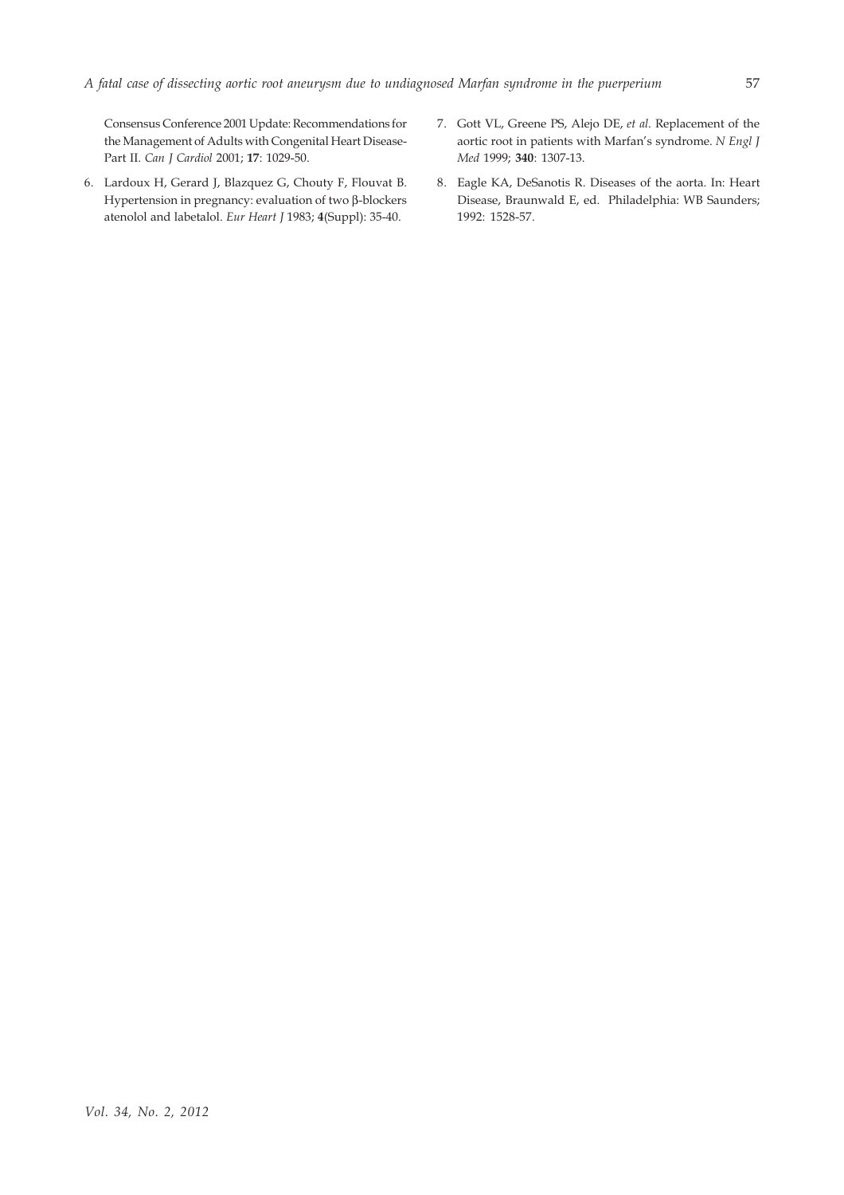Consensus Conference 2001 Update: Recommendations for the Management of Adults with Congenital Heart Disease-Part II. *Can J Cardiol* 2001; **17**: 1029-50.

6. Lardoux H, Gerard J, Blazquez G, Chouty F, Flouvat B. Hypertension in pregnancy: evaluation of two β-blockers atenolol and labetalol. *Eur Heart J* 1983; **4**(Suppl): 35-40.

7. Gott VL, Greene PS, Alejo DE, *et al*. Replacement of the aortic root in patients with Marfan's syndrome. *N Engl J Med* 1999; **340**: 1307-13.

8. Eagle KA, DeSanotis R. Diseases of the aorta. In: Heart Disease, Braunwald E, ed. Philadelphia: WB Saunders; 1992: 1528-57.